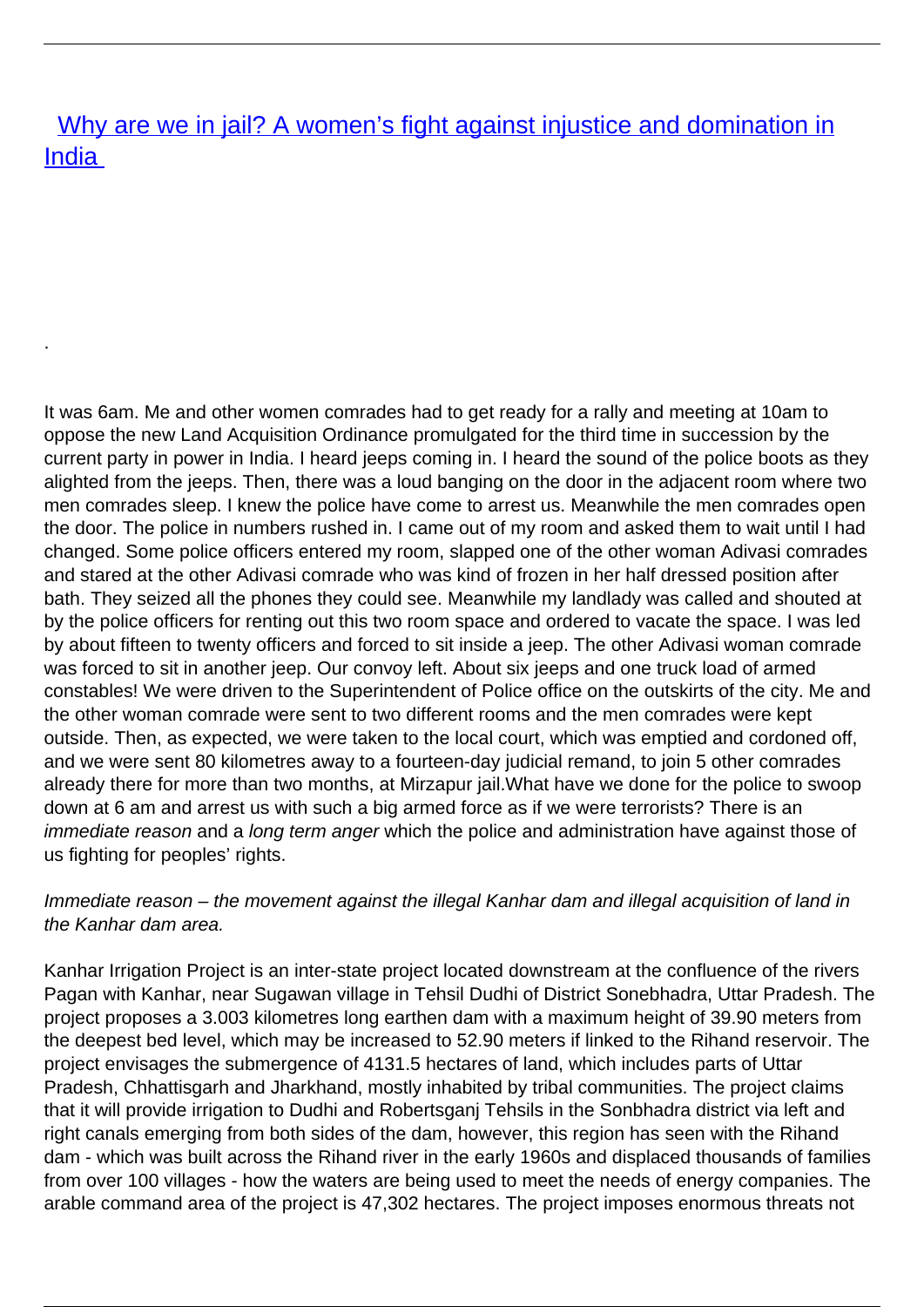# [Why are we in jail? A women's fight against injustice and domination in India ]()

.

It was 6am. Me and other women comrades had to get ready for a rally and meeting at 10am to oppose the new Land Acquisition Ordinance promulgated for the third time in succession by the current party in power in India. I heard jeeps coming in. I heard the sound of the police boots as they alighted from the jeeps. Then, there was a loud banging on the door in the adjacent room where two men comrades sleep. I knew the police have come to arrest us. Meanwhile the men comrades open the door. The police in numbers rushed in. I came out of my room and asked them to wait until I had changed. Some police officers entered my room, slapped one of the other woman Adivasi comrades and stared at the other Adivasi comrade who was kind of frozen in her half dressed position after bath. They seized all the phones they could see. Meanwhile my landlady was called and shouted at by the police officers for renting out this two room space and ordered to vacate the space. I was led by about fifteen to twenty officers and forced to sit inside a jeep. The other Adivasi woman comrade was forced to sit in another jeep. Our convoy left. About six jeeps and one truck load of armed constables! We were driven to the Superintendent of Police office on the outskirts of the city. Me and the other woman comrade were sent to two different rooms and the men comrades were kept outside. Then, as expected, we were taken to the local court, which was emptied and cordoned off, and we were sent 80 kilometres away to a fourteen-day judicial remand, to join 5 other comrades already there for more than two months, at Mirzapur jail.What have we done for the police to swoop down at 6 am and arrest us with such a big armed force as if we were terrorists? There is an *immediate reason* and a *long term anger* which the police and administration have against those of us fighting for peoples' rights.

*Immediate reason – the movement against the illegal Kanhar dam and illegal acquisition of land in the Kanhar dam area.*

Kanhar Irrigation Project is an inter-state project located downstream at the confluence of the rivers Pagan with Kanhar, near Sugawan village in Tehsil Dudhi of District Sonebhadra, Uttar Pradesh. The project proposes a 3.003 kilometres long earthen dam with a maximum height of 39.90 meters from the deepest bed level, which may be increased to 52.90 meters if linked to the Rihand reservoir. The project envisages the submergence of 4131.5 hectares of land, which includes parts of Uttar Pradesh, Chhattisgarh and Jharkhand, mostly inhabited by tribal communities. The project claims that it will provide irrigation to Dudhi and Robertsganj Tehsils in the Sonbhadra district via left and right canals emerging from both sides of the dam, however, this region has seen with the Rihand dam - which was built across the Rihand river in the early 1960s and displaced thousands of families from over 100 villages - how the waters are being used to meet the needs of energy companies. The arable command area of the project is 47,302 hectares. The project imposes enormous threats not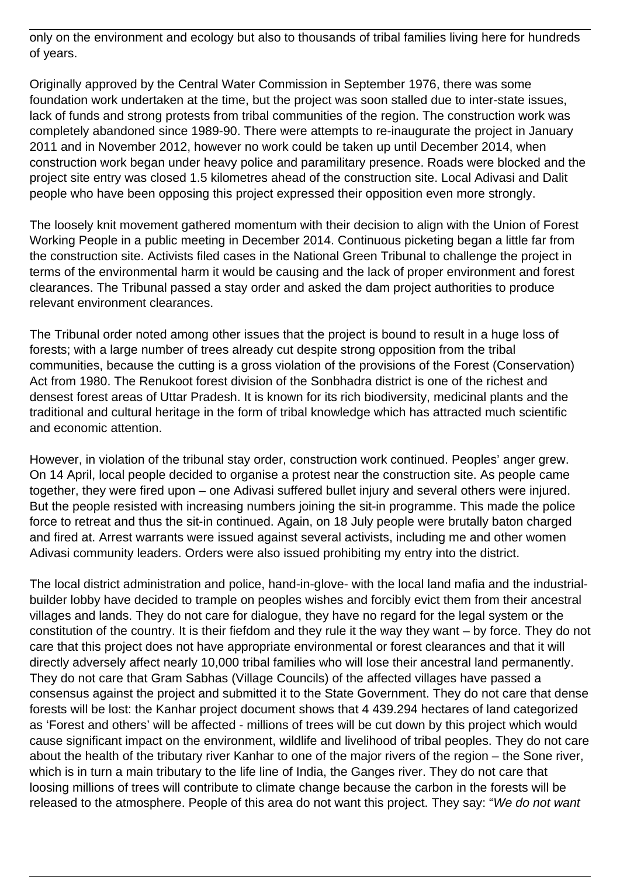only on the environment and ecology but also to thousands of tribal families living here for hundreds of years.

Originally approved by the Central Water Commission in September 1976, there was some foundation work undertaken at the time, but the project was soon stalled due to inter-state issues, lack of funds and strong protests from tribal communities of the region. The construction work was completely abandoned since 1989-90. There were attempts to re-inaugurate the project in January 2011 and in November 2012, however no work could be taken up until December 2014, when construction work began under heavy police and paramilitary presence. Roads were blocked and the project site entry was closed 1.5 kilometres ahead of the construction site. Local Adivasi and Dalit people who have been opposing this project expressed their opposition even more strongly.

The loosely knit movement gathered momentum with their decision to align with the Union of Forest Working People in a public meeting in December 2014. Continuous picketing began a little far from the construction site. Activists filed cases in the National Green Tribunal to challenge the project in terms of the environmental harm it would be causing and the lack of proper environment and forest clearances. The Tribunal passed a stay order and asked the dam project authorities to produce relevant environment clearances.

The Tribunal order noted among other issues that the project is bound to result in a huge loss of forests; with a large number of trees already cut despite strong opposition from the tribal communities, because the cutting is a gross violation of the provisions of the Forest (Conservation) Act from 1980. The Renukoot forest division of the Sonbhadra district is one of the richest and densest forest areas of Uttar Pradesh. It is known for its rich biodiversity, medicinal plants and the traditional and cultural heritage in the form of tribal knowledge which has attracted much scientific and economic attention.

However, in violation of the tribunal stay order, construction work continued. Peoples' anger grew. On 14 April, local people decided to organise a protest near the construction site. As people came together, they were fired upon – one Adivasi suffered bullet injury and several others were injured. But the people resisted with increasing numbers joining the sit-in programme. This made the police force to retreat and thus the sit-in continued. Again, on 18 July people were brutally baton charged and fired at. Arrest warrants were issued against several activists, including me and other women Adivasi community leaders. Orders were also issued prohibiting my entry into the district.

The local district administration and police, hand-in-glove- with the local land mafia and the industrial-builder lobby have decided to trample on peoples wishes and forcibly evict them from their ancestral villages and lands. They do not care for dialogue, they have no regard for the legal system or the constitution of the country. It is their fiefdom and they rule it the way they want – by force. They do not care that this project does not have appropriate environmental or forest clearances and that it will directly adversely affect nearly 10,000 tribal families who will lose their ancestral land permanently. They do not care that Gram Sabhas (Village Councils) of the affected villages have passed a consensus against the project and submitted it to the State Government. They do not care that dense forests will be lost: the Kanhar project document shows that 4 439.294 hectares of land categorized as 'Forest and others' will be affected - millions of trees will be cut down by this project which would cause significant impact on the environment, wildlife and livelihood of tribal peoples. They do not care about the health of the tributary river Kanhar to one of the major rivers of the region – the Sone river, which is in turn a main tributary to the life line of India, the Ganges river. They do not care that loosing millions of trees will contribute to climate change because the carbon in the forests will be released to the atmosphere. People of this area do not want this project. They say: "*We do not want*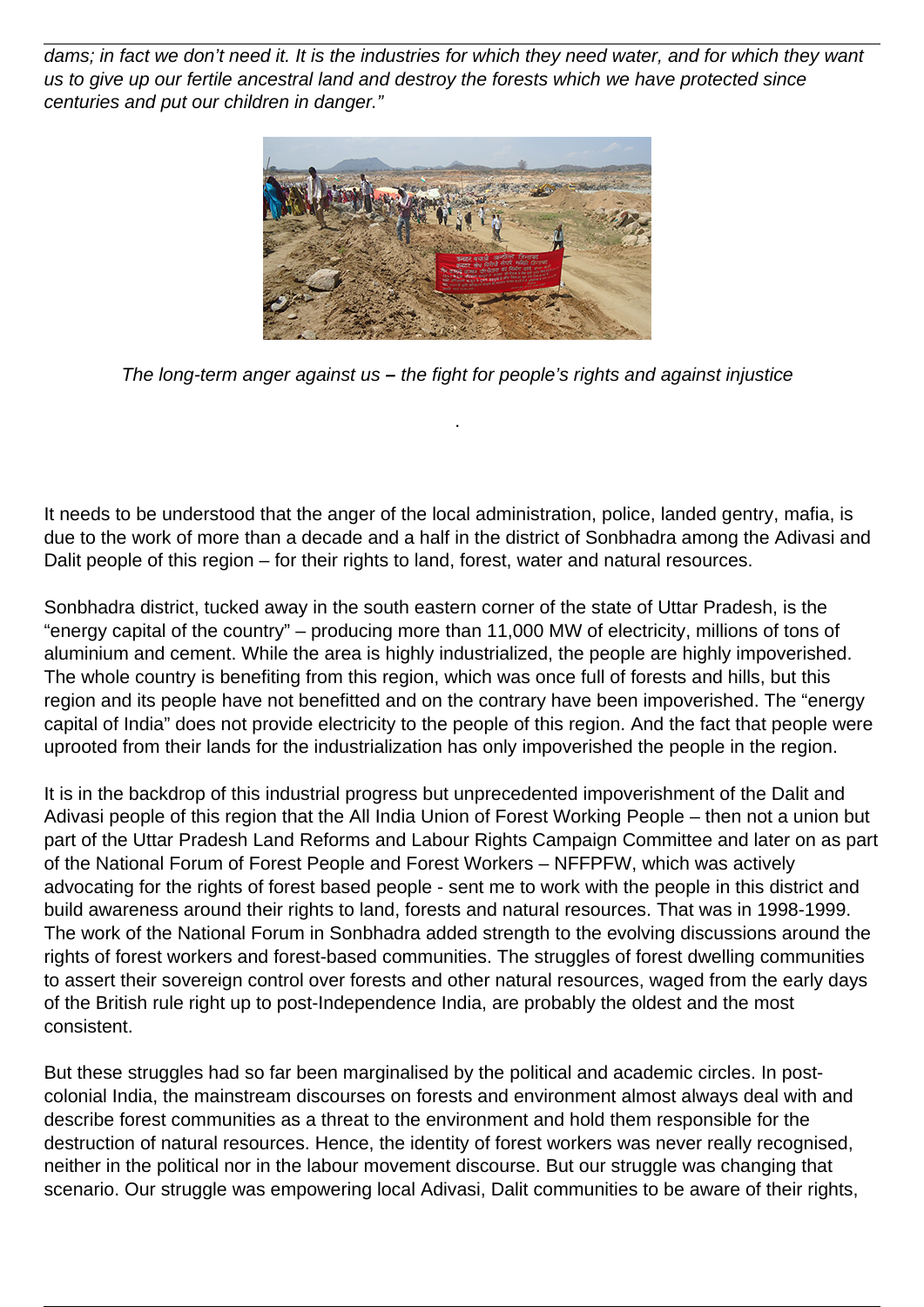*dams; in fact we don't need it. It is the industries for which they need water, and for which they want us to give up our fertile ancestral land and destroy the forests which we have protected since centuries and put our children in danger."*

*The long-term anger against us* **–** *the fight for people's rights and against injustice*

.

It needs to be understood that the anger of the local administration, police, landed gentry, mafia, is due to the work of more than a decade and a half in the district of Sonbhadra among the Adivasi and Dalit people of this region – for their rights to land, forest, water and natural resources.

Sonbhadra district, tucked away in the south eastern corner of the state of Uttar Pradesh, is the "energy capital of the country" – producing more than 11,000 MW of electricity, millions of tons of aluminium and cement. While the area is highly industrialized, the people are highly impoverished. The whole country is benefiting from this region, which was once full of forests and hills, but this region and its people have not benefitted and on the contrary have been impoverished. The "energy capital of India" does not provide electricity to the people of this region. And the fact that people were uprooted from their lands for the industrialization has only impoverished the people in the region.

It is in the backdrop of this industrial progress but unprecedented impoverishment of the Dalit and Adivasi people of this region that the All India Union of Forest Working People – then not a union but part of the Uttar Pradesh Land Reforms and Labour Rights Campaign Committee and later on as part of the National Forum of Forest People and Forest Workers – NFFPFW, which was actively advocating for the rights of forest based people - sent me to work with the people in this district and build awareness around their rights to land, forests and natural resources. That was in 1998-1999. The work of the National Forum in Sonbhadra added strength to the evolving discussions around the rights of forest workers and forest-based communities. The struggles of forest dwelling communities to assert their sovereign control over forests and other natural resources, waged from the early days of the British rule right up to post-Independence India, are probably the oldest and the most consistent.

But these struggles had so far been marginalised by the political and academic circles. In post-colonial India, the mainstream discourses on forests and environment almost always deal with and describe forest communities as a threat to the environment and hold them responsible for the destruction of natural resources. Hence, the identity of forest workers was never really recognised, neither in the political nor in the labour movement discourse. But our struggle was changing that scenario. Our struggle was empowering local Adivasi, Dalit communities to be aware of their rights,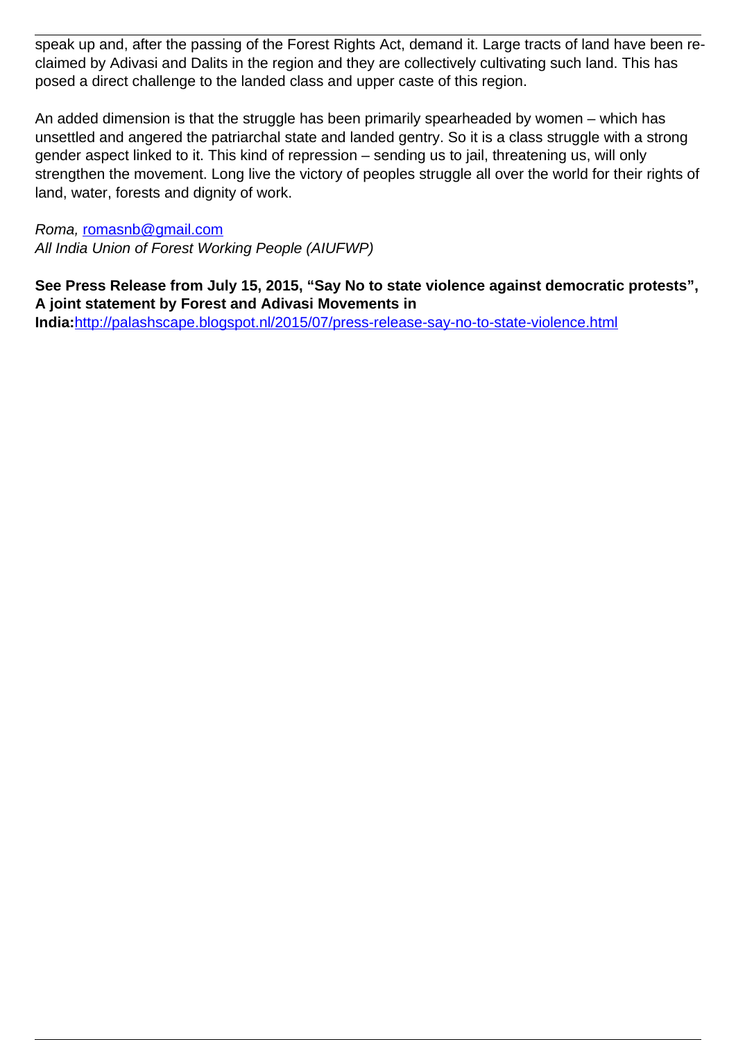speak up and, after the passing of the Forest Rights Act, demand it. Large tracts of land have been re-claimed by Adivasi and Dalits in the region and they are collectively cultivating such land. This has posed a direct challenge to the landed class and upper caste of this region.

An added dimension is that the struggle has been primarily spearheaded by women – which has unsettled and angered the patriarchal state and landed gentry. So it is a class struggle with a strong gender aspect linked to it. This kind of repression – sending us to jail, threatening us, will only strengthen the movement. Long live the victory of peoples struggle all over the world for their rights of land, water, forests and dignity of work.

*Roma,* romasnb@gmail.com
*All India Union of Forest Working People (AIUFWP)*

**See Press Release from July 15, 2015, "Say No to state violence against democratic protests", A joint statement by Forest and Adivasi Movements in India:**http://palashscape.blogspot.nl/2015/07/press-release-say-no-to-state-violence.html